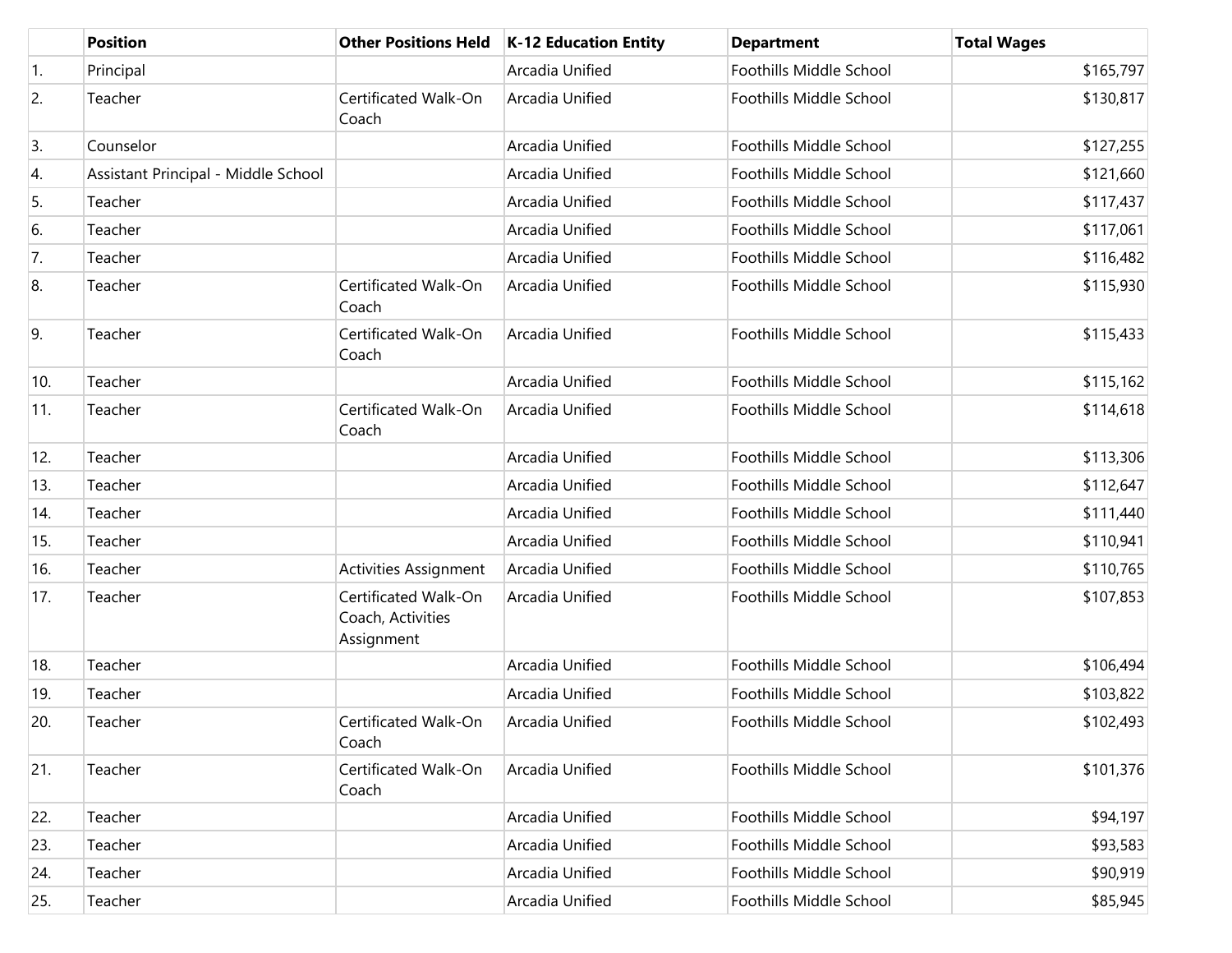| | Position | Other Positions Held | K-12 Education Entity | Department | Total Wages |
|---|---|---|---|---|---|
| 1. | Principal | | Arcadia Unified | Foothills Middle School | $165,797 |
| 2. | Teacher | Certificated Walk-On Coach | Arcadia Unified | Foothills Middle School | $130,817 |
| 3. | Counselor | | Arcadia Unified | Foothills Middle School | $127,255 |
| 4. | Assistant Principal - Middle School | | Arcadia Unified | Foothills Middle School | $121,660 |
| 5. | Teacher | | Arcadia Unified | Foothills Middle School | $117,437 |
| 6. | Teacher | | Arcadia Unified | Foothills Middle School | $117,061 |
| 7. | Teacher | | Arcadia Unified | Foothills Middle School | $116,482 |
| 8. | Teacher | Certificated Walk-On Coach | Arcadia Unified | Foothills Middle School | $115,930 |
| 9. | Teacher | Certificated Walk-On Coach | Arcadia Unified | Foothills Middle School | $115,433 |
| 10. | Teacher | | Arcadia Unified | Foothills Middle School | $115,162 |
| 11. | Teacher | Certificated Walk-On Coach | Arcadia Unified | Foothills Middle School | $114,618 |
| 12. | Teacher | | Arcadia Unified | Foothills Middle School | $113,306 |
| 13. | Teacher | | Arcadia Unified | Foothills Middle School | $112,647 |
| 14. | Teacher | | Arcadia Unified | Foothills Middle School | $111,440 |
| 15. | Teacher | | Arcadia Unified | Foothills Middle School | $110,941 |
| 16. | Teacher | Activities Assignment | Arcadia Unified | Foothills Middle School | $110,765 |
| 17. | Teacher | Certificated Walk-On Coach, Activities Assignment | Arcadia Unified | Foothills Middle School | $107,853 |
| 18. | Teacher | | Arcadia Unified | Foothills Middle School | $106,494 |
| 19. | Teacher | | Arcadia Unified | Foothills Middle School | $103,822 |
| 20. | Teacher | Certificated Walk-On Coach | Arcadia Unified | Foothills Middle School | $102,493 |
| 21. | Teacher | Certificated Walk-On Coach | Arcadia Unified | Foothills Middle School | $101,376 |
| 22. | Teacher | | Arcadia Unified | Foothills Middle School | $94,197 |
| 23. | Teacher | | Arcadia Unified | Foothills Middle School | $93,583 |
| 24. | Teacher | | Arcadia Unified | Foothills Middle School | $90,919 |
| 25. | Teacher | | Arcadia Unified | Foothills Middle School | $85,945 |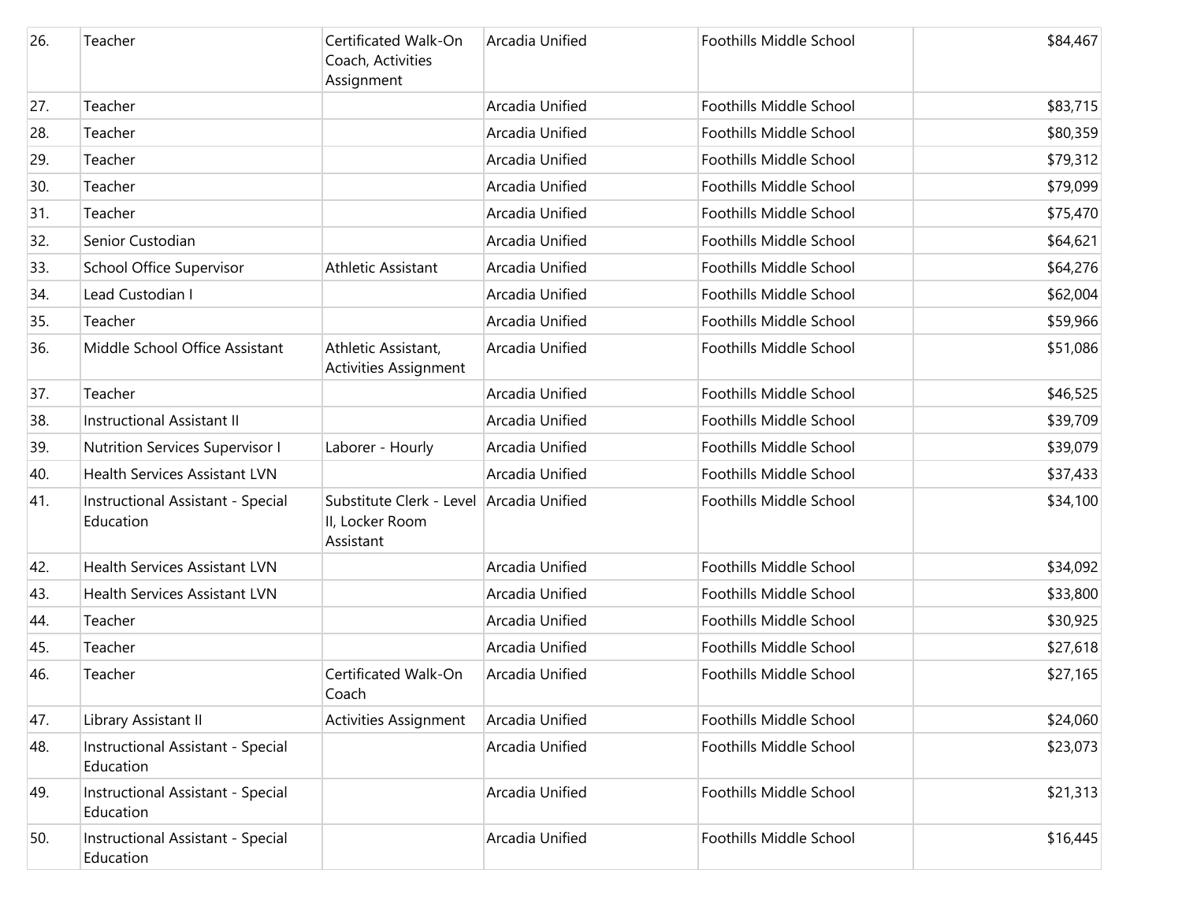| 26. | Teacher | Certificated Walk-On Coach, Activities Assignment | Arcadia Unified | Foothills Middle School | $84,467 |
|---|---|---|---|---|---|
| 27. | Teacher | | Arcadia Unified | Foothills Middle School | $83,715 |
| 28. | Teacher | | Arcadia Unified | Foothills Middle School | $80,359 |
| 29. | Teacher | | Arcadia Unified | Foothills Middle School | $79,312 |
| 30. | Teacher | | Arcadia Unified | Foothills Middle School | $79,099 |
| 31. | Teacher | | Arcadia Unified | Foothills Middle School | $75,470 |
| 32. | Senior Custodian | | Arcadia Unified | Foothills Middle School | $64,621 |
| 33. | School Office Supervisor | Athletic Assistant | Arcadia Unified | Foothills Middle School | $64,276 |
| 34. | Lead Custodian I | | Arcadia Unified | Foothills Middle School | $62,004 |
| 35. | Teacher | | Arcadia Unified | Foothills Middle School | $59,966 |
| 36. | Middle School Office Assistant | Athletic Assistant, Activities Assignment | Arcadia Unified | Foothills Middle School | $51,086 |
| 37. | Teacher | | Arcadia Unified | Foothills Middle School | $46,525 |
| 38. | Instructional Assistant II | | Arcadia Unified | Foothills Middle School | $39,709 |
| 39. | Nutrition Services Supervisor I | Laborer - Hourly | Arcadia Unified | Foothills Middle School | $39,079 |
| 40. | Health Services Assistant LVN | | Arcadia Unified | Foothills Middle School | $37,433 |
| 41. | Instructional Assistant - Special Education | Substitute Clerk - Level II, Locker Room Assistant | Arcadia Unified | Foothills Middle School | $34,100 |
| 42. | Health Services Assistant LVN | | Arcadia Unified | Foothills Middle School | $34,092 |
| 43. | Health Services Assistant LVN | | Arcadia Unified | Foothills Middle School | $33,800 |
| 44. | Teacher | | Arcadia Unified | Foothills Middle School | $30,925 |
| 45. | Teacher | | Arcadia Unified | Foothills Middle School | $27,618 |
| 46. | Teacher | Certificated Walk-On Coach | Arcadia Unified | Foothills Middle School | $27,165 |
| 47. | Library Assistant II | Activities Assignment | Arcadia Unified | Foothills Middle School | $24,060 |
| 48. | Instructional Assistant - Special Education | | Arcadia Unified | Foothills Middle School | $23,073 |
| 49. | Instructional Assistant - Special Education | | Arcadia Unified | Foothills Middle School | $21,313 |
| 50. | Instructional Assistant - Special Education | | Arcadia Unified | Foothills Middle School | $16,445 |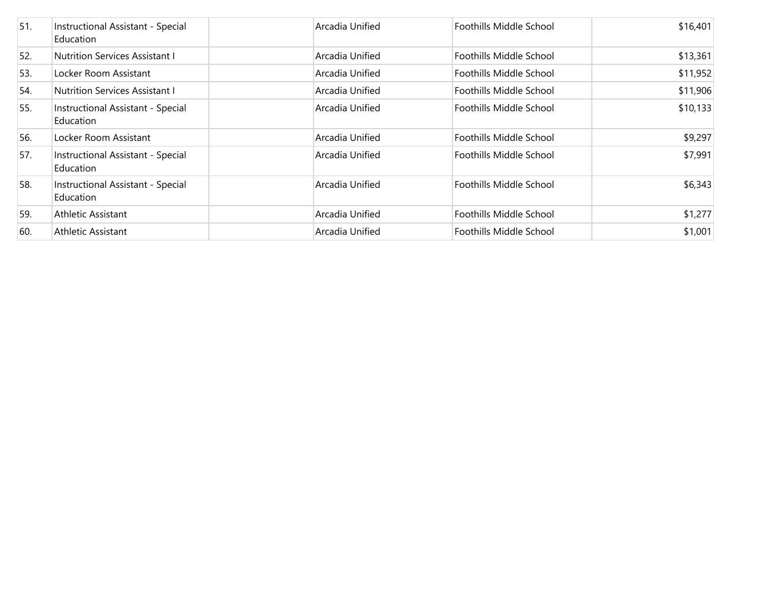| | | | | | |
|---|---|---|---|---|---|
| 51. | Instructional Assistant - Special Education | | Arcadia Unified | Foothills Middle School | $16,401 |
| 52. | Nutrition Services Assistant I | | Arcadia Unified | Foothills Middle School | $13,361 |
| 53. | Locker Room Assistant | | Arcadia Unified | Foothills Middle School | $11,952 |
| 54. | Nutrition Services Assistant I | | Arcadia Unified | Foothills Middle School | $11,906 |
| 55. | Instructional Assistant - Special Education | | Arcadia Unified | Foothills Middle School | $10,133 |
| 56. | Locker Room Assistant | | Arcadia Unified | Foothills Middle School | $9,297 |
| 57. | Instructional Assistant - Special Education | | Arcadia Unified | Foothills Middle School | $7,991 |
| 58. | Instructional Assistant - Special Education | | Arcadia Unified | Foothills Middle School | $6,343 |
| 59. | Athletic Assistant | | Arcadia Unified | Foothills Middle School | $1,277 |
| 60. | Athletic Assistant | | Arcadia Unified | Foothills Middle School | $1,001 |